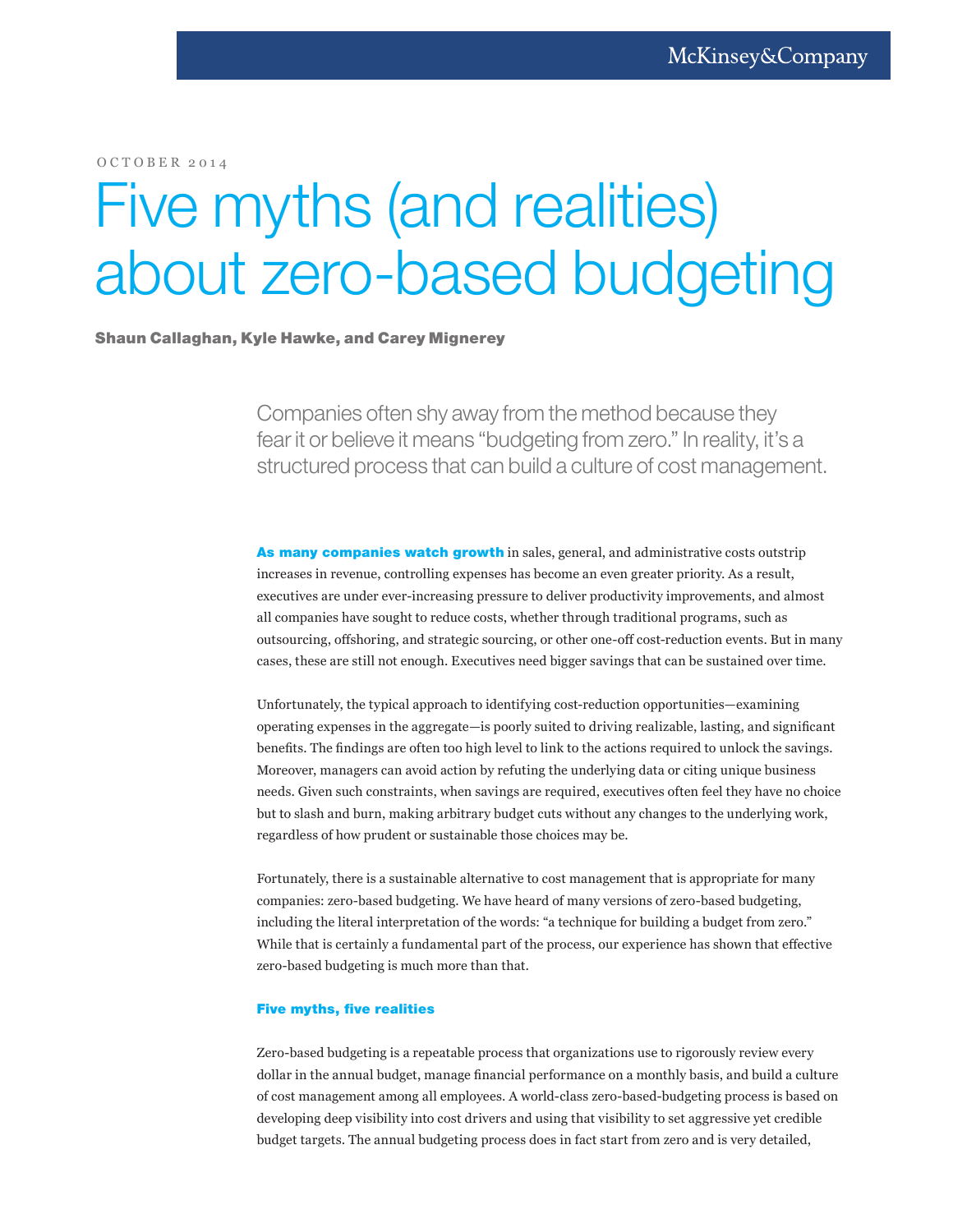OCTOBER 2014

# Five myths (and realities) about zero-based budgeting

**Shaun Callaghan, Kyle Hawke, and Carey Mignerey**

Companies often shy away from the method because they fear it or believe it means "budgeting from zero." In reality, it's a structured process that can build a culture of cost management.

**As many companies watch growth** in sales, general, and administrative costs outstrip increases in revenue, controlling expenses has become an even greater priority. As a result, executives are under ever-increasing pressure to deliver productivity improvements, and almost all companies have sought to reduce costs, whether through traditional programs, such as outsourcing, offshoring, and strategic sourcing, or other one-off cost-reduction events. But in many cases, these are still not enough. Executives need bigger savings that can be sustained over time.

Unfortunately, the typical approach to identifying cost-reduction opportunities—examining operating expenses in the aggregate—is poorly suited to driving realizable, lasting, and significant benefits. The findings are often too high level to link to the actions required to unlock the savings. Moreover, managers can avoid action by refuting the underlying data or citing unique business needs. Given such constraints, when savings are required, executives often feel they have no choice but to slash and burn, making arbitrary budget cuts without any changes to the underlying work, regardless of how prudent or sustainable those choices may be.

Fortunately, there is a sustainable alternative to cost management that is appropriate for many companies: zero-based budgeting. We have heard of many versions of zero-based budgeting, including the literal interpretation of the words: "a technique for building a budget from zero." While that is certainly a fundamental part of the process, our experience has shown that effective zero-based budgeting is much more than that.

## Five myths, five realities

Zero-based budgeting is a repeatable process that organizations use to rigorously review every dollar in the annual budget, manage financial performance on a monthly basis, and build a culture of cost management among all employees. A world-class zero-based-budgeting process is based on developing deep visibility into cost drivers and using that visibility to set aggressive yet credible budget targets. The annual budgeting process does in fact start from zero and is very detailed,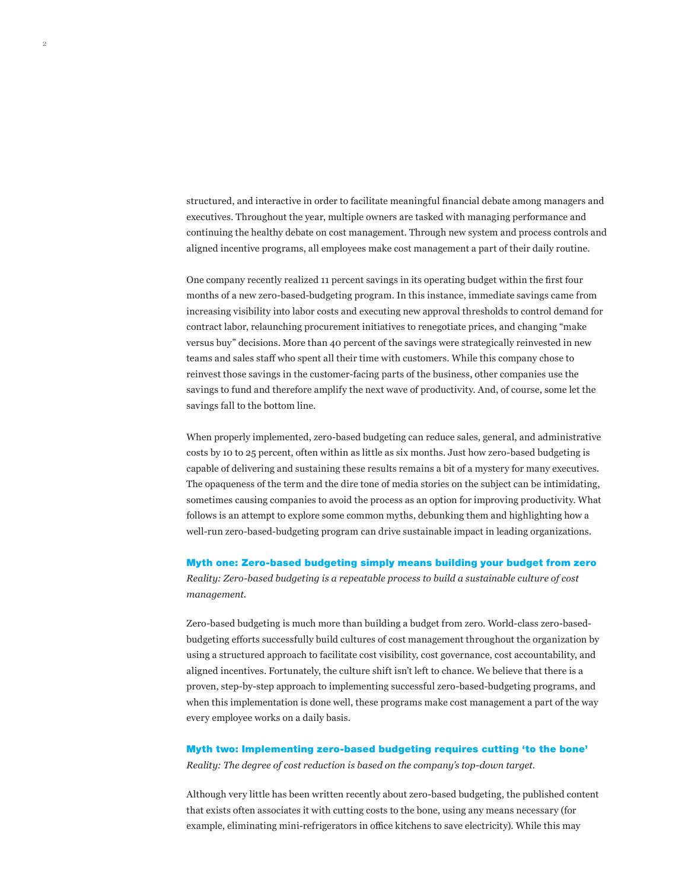structured, and interactive in order to facilitate meaningful financial debate among managers and executives. Throughout the year, multiple owners are tasked with managing performance and continuing the healthy debate on cost management. Through new system and process controls and aligned incentive programs, all employees make cost management a part of their daily routine.

One company recently realized 11 percent savings in its operating budget within the first four months of a new zero-based-budgeting program. In this instance, immediate savings came from increasing visibility into labor costs and executing new approval thresholds to control demand for contract labor, relaunching procurement initiatives to renegotiate prices, and changing "make versus buy" decisions. More than 40 percent of the savings were strategically reinvested in new teams and sales staff who spent all their time with customers. While this company chose to reinvest those savings in the customer-facing parts of the business, other companies use the savings to fund and therefore amplify the next wave of productivity. And, of course, some let the savings fall to the bottom line.

When properly implemented, zero-based budgeting can reduce sales, general, and administrative costs by 10 to 25 percent, often within as little as six months. Just how zero-based budgeting is capable of delivering and sustaining these results remains a bit of a mystery for many executives. The opaqueness of the term and the dire tone of media stories on the subject can be intimidating, sometimes causing companies to avoid the process as an option for improving productivity. What follows is an attempt to explore some common myths, debunking them and highlighting how a well-run zero-based-budgeting program can drive sustainable impact in leading organizations.

## Myth one: Zero-based budgeting simply means building your budget from zero

*Reality: Zero-based budgeting is a repeatable process to build a sustainable culture of cost management.*

Zero-based budgeting is much more than building a budget from zero. World-class zero-based-budgeting efforts successfully build cultures of cost management throughout the organization by using a structured approach to facilitate cost visibility, cost governance, cost accountability, and aligned incentives. Fortunately, the culture shift isn't left to chance. We believe that there is a proven, step-by-step approach to implementing successful zero-based-budgeting programs, and when this implementation is done well, these programs make cost management a part of the way every employee works on a daily basis.

## Myth two: Implementing zero-based budgeting requires cutting 'to the bone'

*Reality: The degree of cost reduction is based on the company's top-down target.*

Although very little has been written recently about zero-based budgeting, the published content that exists often associates it with cutting costs to the bone, using any means necessary (for example, eliminating mini-refrigerators in office kitchens to save electricity). While this may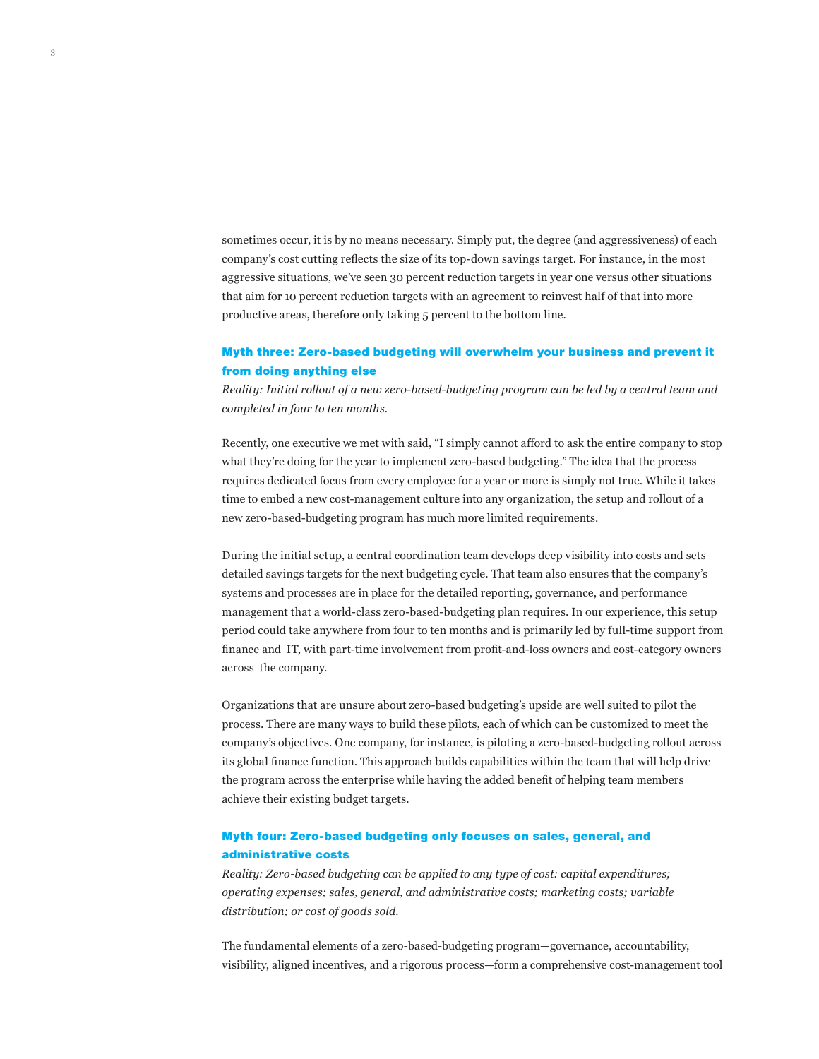sometimes occur, it is by no means necessary. Simply put, the degree (and aggressiveness) of each company's cost cutting reflects the size of its top-down savings target. For instance, in the most aggressive situations, we've seen 30 percent reduction targets in year one versus other situations that aim for 10 percent reduction targets with an agreement to reinvest half of that into more productive areas, therefore only taking 5 percent to the bottom line.

### Myth three: Zero-based budgeting will overwhelm your business and prevent it from doing anything else

*Reality: Initial rollout of a new zero-based-budgeting program can be led by a central team and completed in four to ten months.*

Recently, one executive we met with said, "I simply cannot afford to ask the entire company to stop what they're doing for the year to implement zero-based budgeting." The idea that the process requires dedicated focus from every employee for a year or more is simply not true. While it takes time to embed a new cost-management culture into any organization, the setup and rollout of a new zero-based-budgeting program has much more limited requirements.

During the initial setup, a central coordination team develops deep visibility into costs and sets detailed savings targets for the next budgeting cycle. That team also ensures that the company's systems and processes are in place for the detailed reporting, governance, and performance management that a world-class zero-based-budgeting plan requires. In our experience, this setup period could take anywhere from four to ten months and is primarily led by full-time support from finance and IT, with part-time involvement from profit-and-loss owners and cost-category owners across the company.

Organizations that are unsure about zero-based budgeting's upside are well suited to pilot the process. There are many ways to build these pilots, each of which can be customized to meet the company's objectives. One company, for instance, is piloting a zero-based-budgeting rollout across its global finance function. This approach builds capabilities within the team that will help drive the program across the enterprise while having the added benefit of helping team members achieve their existing budget targets.

### Myth four: Zero-based budgeting only focuses on sales, general, and administrative costs

*Reality: Zero-based budgeting can be applied to any type of cost: capital expenditures; operating expenses; sales, general, and administrative costs; marketing costs; variable distribution; or cost of goods sold.*

The fundamental elements of a zero-based-budgeting program—governance, accountability, visibility, aligned incentives, and a rigorous process—form a comprehensive cost-management tool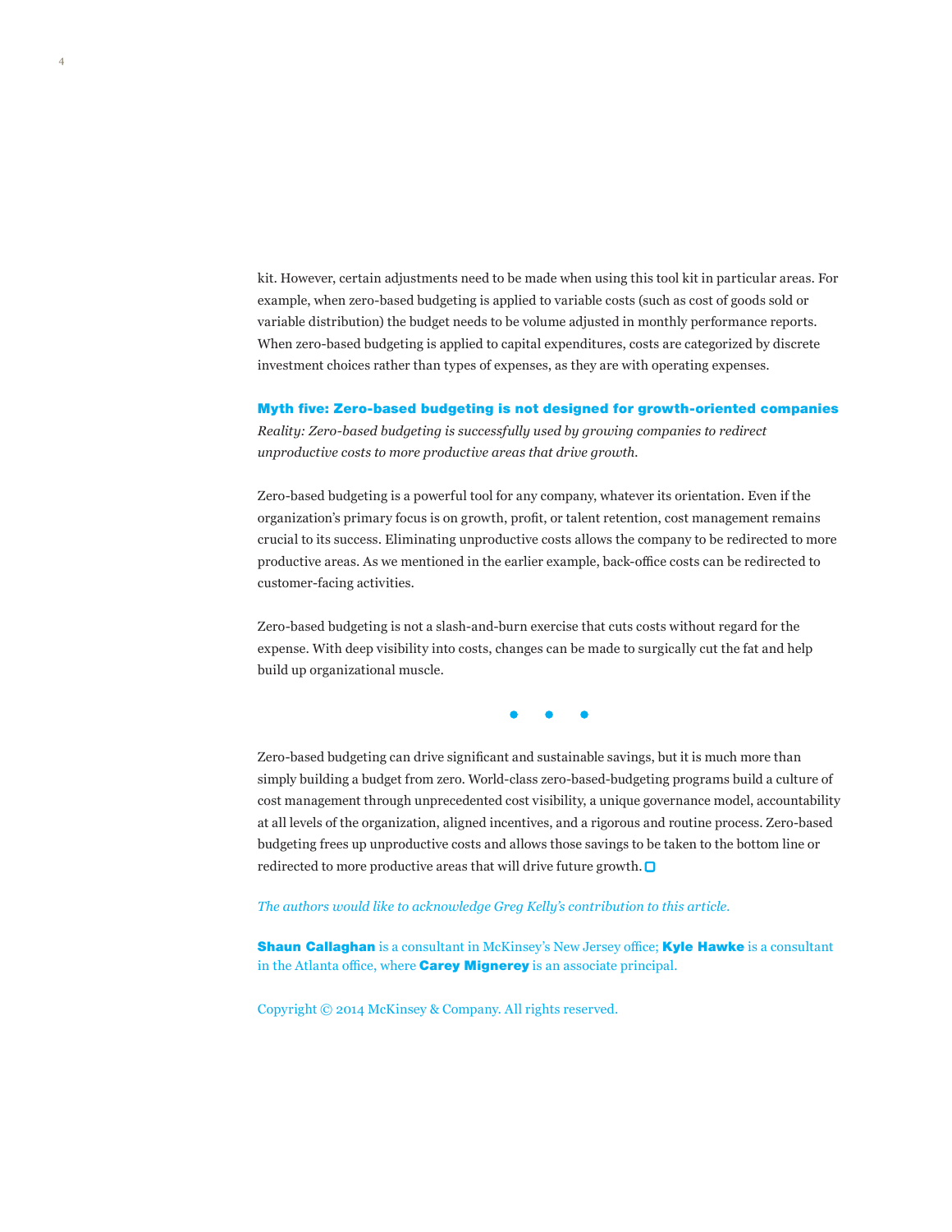kit. However, certain adjustments need to be made when using this tool kit in particular areas. For example, when zero-based budgeting is applied to variable costs (such as cost of goods sold or variable distribution) the budget needs to be volume adjusted in monthly performance reports. When zero-based budgeting is applied to capital expenditures, costs are categorized by discrete investment choices rather than types of expenses, as they are with operating expenses.

### Myth five: Zero-based budgeting is not designed for growth-oriented companies

*Reality: Zero-based budgeting is successfully used by growing companies to redirect unproductive costs to more productive areas that drive growth.*

Zero-based budgeting is a powerful tool for any company, whatever its orientation. Even if the organization's primary focus is on growth, profit, or talent retention, cost management remains crucial to its success. Eliminating unproductive costs allows the company to be redirected to more productive areas. As we mentioned in the earlier example, back-office costs can be redirected to customer-facing activities.

Zero-based budgeting is not a slash-and-burn exercise that cuts costs without regard for the expense. With deep visibility into costs, changes can be made to surgically cut the fat and help build up organizational muscle.

• • •

Zero-based budgeting can drive significant and sustainable savings, but it is much more than simply building a budget from zero. World-class zero-based-budgeting programs build a culture of cost management through unprecedented cost visibility, a unique governance model, accountability at all levels of the organization, aligned incentives, and a rigorous and routine process. Zero-based budgeting frees up unproductive costs and allows those savings to be taken to the bottom line or redirected to more productive areas that will drive future growth.

*The authors would like to acknowledge Greg Kelly's contribution to this article.*

**Shaun Callaghan** is a consultant in McKinsey's New Jersey office; **Kyle Hawke** is a consultant in the Atlanta office, where **Carey Mignerey** is an associate principal.

Copyright © 2014 McKinsey & Company. All rights reserved.